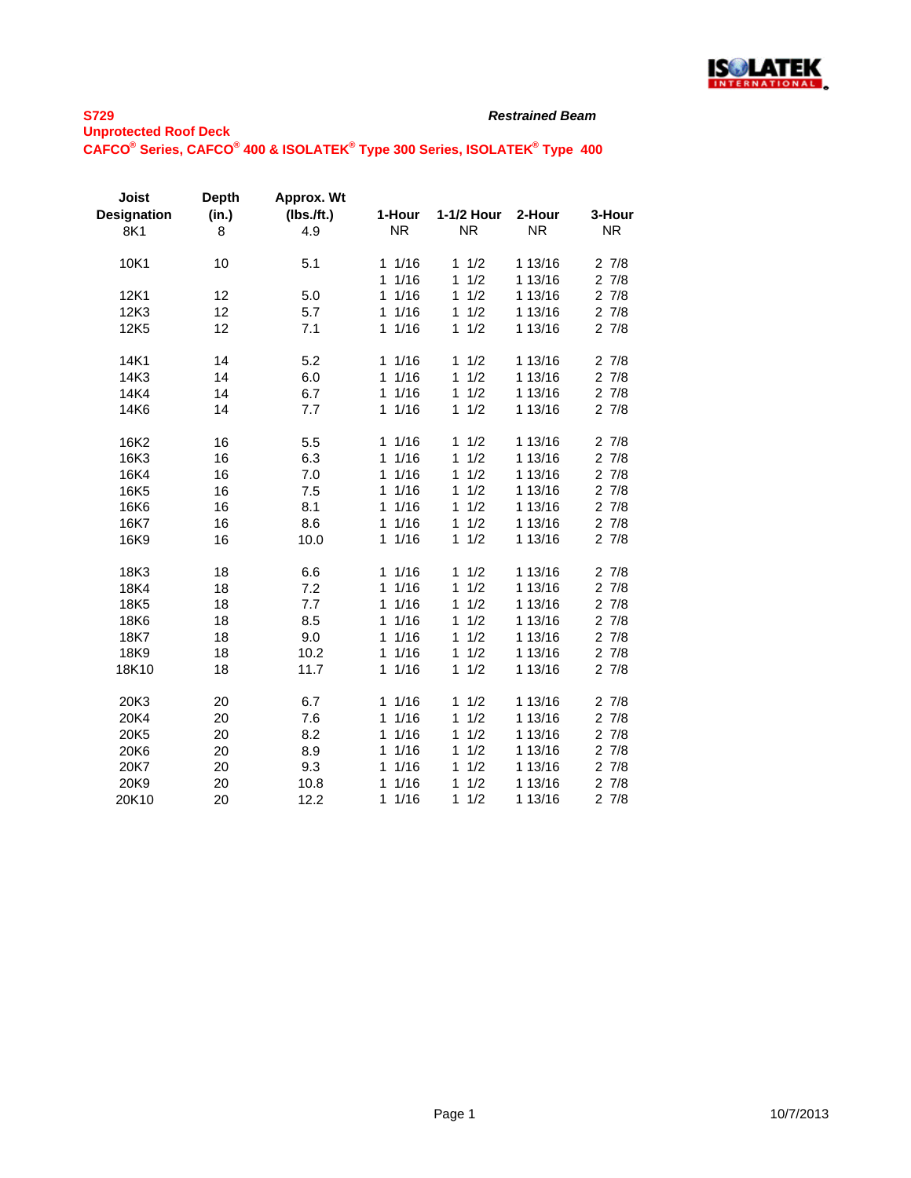**S729**

**Unprotected Roof Deck**

**CAFCO® Series, CAFCO® 400 & ISOLATEK® Type 300 Series, ISOLATEK® Type 400**

***Restrained Beam***

| Joist Designation | Depth (in.) | Approx. Wt (lbs./ft.) | 1-Hour | 1-1/2 Hour | 2-Hour | 3-Hour |
|---|---|---|---|---|---|---|
| 8K1 | 8 | 4.9 | NR | NR | NR | NR |
| 10K1 | 10 | 5.1 | 1 1/16 | 1 1/2 | 1 13/16 | 2 7/8 |
| | | | 1 1/16 | 1 1/2 | 1 13/16 | 2 7/8 |
| 12K1 | 12 | 5.0 | 1 1/16 | 1 1/2 | 1 13/16 | 2 7/8 |
| 12K3 | 12 | 5.7 | 1 1/16 | 1 1/2 | 1 13/16 | 2 7/8 |
| 12K5 | 12 | 7.1 | 1 1/16 | 1 1/2 | 1 13/16 | 2 7/8 |
| 14K1 | 14 | 5.2 | 1 1/16 | 1 1/2 | 1 13/16 | 2 7/8 |
| 14K3 | 14 | 6.0 | 1 1/16 | 1 1/2 | 1 13/16 | 2 7/8 |
| 14K4 | 14 | 6.7 | 1 1/16 | 1 1/2 | 1 13/16 | 2 7/8 |
| 14K6 | 14 | 7.7 | 1 1/16 | 1 1/2 | 1 13/16 | 2 7/8 |
| 16K2 | 16 | 5.5 | 1 1/16 | 1 1/2 | 1 13/16 | 2 7/8 |
| 16K3 | 16 | 6.3 | 1 1/16 | 1 1/2 | 1 13/16 | 2 7/8 |
| 16K4 | 16 | 7.0 | 1 1/16 | 1 1/2 | 1 13/16 | 2 7/8 |
| 16K5 | 16 | 7.5 | 1 1/16 | 1 1/2 | 1 13/16 | 2 7/8 |
| 16K6 | 16 | 8.1 | 1 1/16 | 1 1/2 | 1 13/16 | 2 7/8 |
| 16K7 | 16 | 8.6 | 1 1/16 | 1 1/2 | 1 13/16 | 2 7/8 |
| 16K9 | 16 | 10.0 | 1 1/16 | 1 1/2 | 1 13/16 | 2 7/8 |
| 18K3 | 18 | 6.6 | 1 1/16 | 1 1/2 | 1 13/16 | 2 7/8 |
| 18K4 | 18 | 7.2 | 1 1/16 | 1 1/2 | 1 13/16 | 2 7/8 |
| 18K5 | 18 | 7.7 | 1 1/16 | 1 1/2 | 1 13/16 | 2 7/8 |
| 18K6 | 18 | 8.5 | 1 1/16 | 1 1/2 | 1 13/16 | 2 7/8 |
| 18K7 | 18 | 9.0 | 1 1/16 | 1 1/2 | 1 13/16 | 2 7/8 |
| 18K9 | 18 | 10.2 | 1 1/16 | 1 1/2 | 1 13/16 | 2 7/8 |
| 18K10 | 18 | 11.7 | 1 1/16 | 1 1/2 | 1 13/16 | 2 7/8 |
| 20K3 | 20 | 6.7 | 1 1/16 | 1 1/2 | 1 13/16 | 2 7/8 |
| 20K4 | 20 | 7.6 | 1 1/16 | 1 1/2 | 1 13/16 | 2 7/8 |
| 20K5 | 20 | 8.2 | 1 1/16 | 1 1/2 | 1 13/16 | 2 7/8 |
| 20K6 | 20 | 8.9 | 1 1/16 | 1 1/2 | 1 13/16 | 2 7/8 |
| 20K7 | 20 | 9.3 | 1 1/16 | 1 1/2 | 1 13/16 | 2 7/8 |
| 20K9 | 20 | 10.8 | 1 1/16 | 1 1/2 | 1 13/16 | 2 7/8 |
| 20K10 | 20 | 12.2 | 1 1/16 | 1 1/2 | 1 13/16 | 2 7/8 |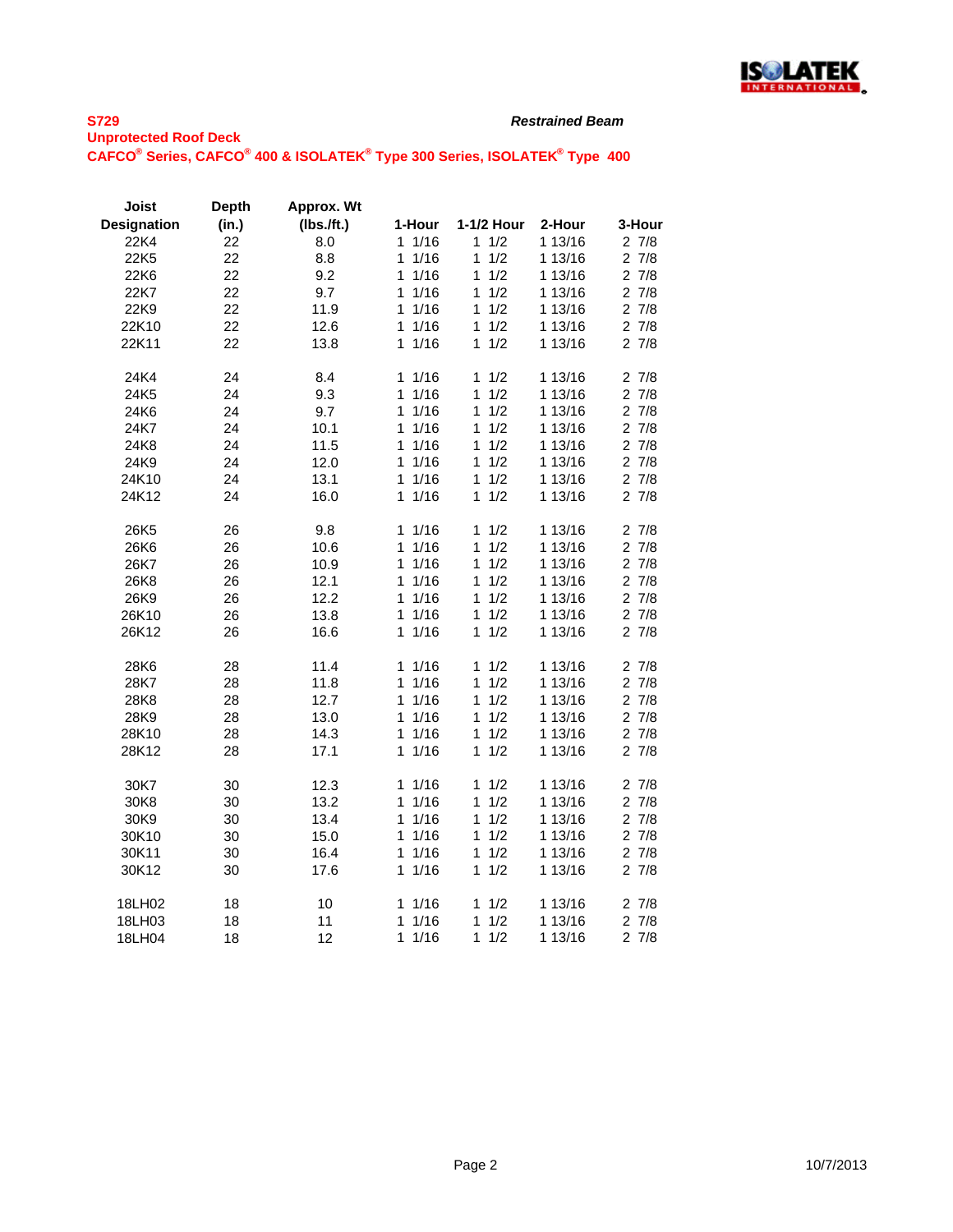**S729**

**Unprotected Roof Deck**

**CAFCO® Series, CAFCO® 400 & ISOLATEK® Type 300 Series, ISOLATEK® Type 400**

***Restrained Beam***

| Joist Designation | Depth (in.) | Approx. Wt (lbs./ft.) | 1-Hour | 1-1/2 Hour | 2-Hour | 3-Hour |
|---|---|---|---|---|---|---|
| 22K4 | 22 | 8.0 | 1 1/16 | 1 1/2 | 1 13/16 | 2 7/8 |
| 22K5 | 22 | 8.8 | 1 1/16 | 1 1/2 | 1 13/16 | 2 7/8 |
| 22K6 | 22 | 9.2 | 1 1/16 | 1 1/2 | 1 13/16 | 2 7/8 |
| 22K7 | 22 | 9.7 | 1 1/16 | 1 1/2 | 1 13/16 | 2 7/8 |
| 22K9 | 22 | 11.9 | 1 1/16 | 1 1/2 | 1 13/16 | 2 7/8 |
| 22K10 | 22 | 12.6 | 1 1/16 | 1 1/2 | 1 13/16 | 2 7/8 |
| 22K11 | 22 | 13.8 | 1 1/16 | 1 1/2 | 1 13/16 | 2 7/8 |
| | | | | | | |
| 24K4 | 24 | 8.4 | 1 1/16 | 1 1/2 | 1 13/16 | 2 7/8 |
| 24K5 | 24 | 9.3 | 1 1/16 | 1 1/2 | 1 13/16 | 2 7/8 |
| 24K6 | 24 | 9.7 | 1 1/16 | 1 1/2 | 1 13/16 | 2 7/8 |
| 24K7 | 24 | 10.1 | 1 1/16 | 1 1/2 | 1 13/16 | 2 7/8 |
| 24K8 | 24 | 11.5 | 1 1/16 | 1 1/2 | 1 13/16 | 2 7/8 |
| 24K9 | 24 | 12.0 | 1 1/16 | 1 1/2 | 1 13/16 | 2 7/8 |
| 24K10 | 24 | 13.1 | 1 1/16 | 1 1/2 | 1 13/16 | 2 7/8 |
| 24K12 | 24 | 16.0 | 1 1/16 | 1 1/2 | 1 13/16 | 2 7/8 |
| | | | | | | |
| 26K5 | 26 | 9.8 | 1 1/16 | 1 1/2 | 1 13/16 | 2 7/8 |
| 26K6 | 26 | 10.6 | 1 1/16 | 1 1/2 | 1 13/16 | 2 7/8 |
| 26K7 | 26 | 10.9 | 1 1/16 | 1 1/2 | 1 13/16 | 2 7/8 |
| 26K8 | 26 | 12.1 | 1 1/16 | 1 1/2 | 1 13/16 | 2 7/8 |
| 26K9 | 26 | 12.2 | 1 1/16 | 1 1/2 | 1 13/16 | 2 7/8 |
| 26K10 | 26 | 13.8 | 1 1/16 | 1 1/2 | 1 13/16 | 2 7/8 |
| 26K12 | 26 | 16.6 | 1 1/16 | 1 1/2 | 1 13/16 | 2 7/8 |
| | | | | | | |
| 28K6 | 28 | 11.4 | 1 1/16 | 1 1/2 | 1 13/16 | 2 7/8 |
| 28K7 | 28 | 11.8 | 1 1/16 | 1 1/2 | 1 13/16 | 2 7/8 |
| 28K8 | 28 | 12.7 | 1 1/16 | 1 1/2 | 1 13/16 | 2 7/8 |
| 28K9 | 28 | 13.0 | 1 1/16 | 1 1/2 | 1 13/16 | 2 7/8 |
| 28K10 | 28 | 14.3 | 1 1/16 | 1 1/2 | 1 13/16 | 2 7/8 |
| 28K12 | 28 | 17.1 | 1 1/16 | 1 1/2 | 1 13/16 | 2 7/8 |
| | | | | | | |
| 30K7 | 30 | 12.3 | 1 1/16 | 1 1/2 | 1 13/16 | 2 7/8 |
| 30K8 | 30 | 13.2 | 1 1/16 | 1 1/2 | 1 13/16 | 2 7/8 |
| 30K9 | 30 | 13.4 | 1 1/16 | 1 1/2 | 1 13/16 | 2 7/8 |
| 30K10 | 30 | 15.0 | 1 1/16 | 1 1/2 | 1 13/16 | 2 7/8 |
| 30K11 | 30 | 16.4 | 1 1/16 | 1 1/2 | 1 13/16 | 2 7/8 |
| 30K12 | 30 | 17.6 | 1 1/16 | 1 1/2 | 1 13/16 | 2 7/8 |
| | | | | | | |
| 18LH02 | 18 | 10 | 1 1/16 | 1 1/2 | 1 13/16 | 2 7/8 |
| 18LH03 | 18 | 11 | 1 1/16 | 1 1/2 | 1 13/16 | 2 7/8 |
| 18LH04 | 18 | 12 | 1 1/16 | 1 1/2 | 1 13/16 | 2 7/8 |

10/7/2013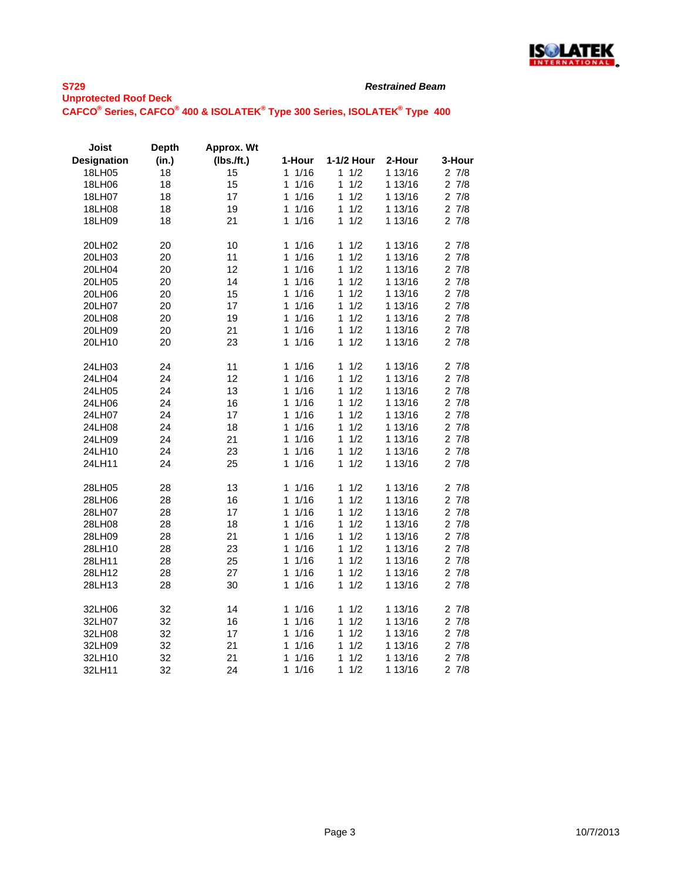**S729** *Restrained Beam*

**Unprotected Roof Deck**

**CAFCO® Series, CAFCO® 400 & ISOLATEK® Type 300 Series, ISOLATEK® Type 400**

| Joist Designation | Depth (in.) | Approx. Wt (lbs./ft.) | 1-Hour | 1-1/2 Hour | 2-Hour | 3-Hour |
|---|---|---|---|---|---|---|
| 18LH05 | 18 | 15 | 1 1/16 | 1 1/2 | 1 13/16 | 2 7/8 |
| 18LH06 | 18 | 15 | 1 1/16 | 1 1/2 | 1 13/16 | 2 7/8 |
| 18LH07 | 18 | 17 | 1 1/16 | 1 1/2 | 1 13/16 | 2 7/8 |
| 18LH08 | 18 | 19 | 1 1/16 | 1 1/2 | 1 13/16 | 2 7/8 |
| 18LH09 | 18 | 21 | 1 1/16 | 1 1/2 | 1 13/16 | 2 7/8 |
| | | | | | | |
| 20LH02 | 20 | 10 | 1 1/16 | 1 1/2 | 1 13/16 | 2 7/8 |
| 20LH03 | 20 | 11 | 1 1/16 | 1 1/2 | 1 13/16 | 2 7/8 |
| 20LH04 | 20 | 12 | 1 1/16 | 1 1/2 | 1 13/16 | 2 7/8 |
| 20LH05 | 20 | 14 | 1 1/16 | 1 1/2 | 1 13/16 | 2 7/8 |
| 20LH06 | 20 | 15 | 1 1/16 | 1 1/2 | 1 13/16 | 2 7/8 |
| 20LH07 | 20 | 17 | 1 1/16 | 1 1/2 | 1 13/16 | 2 7/8 |
| 20LH08 | 20 | 19 | 1 1/16 | 1 1/2 | 1 13/16 | 2 7/8 |
| 20LH09 | 20 | 21 | 1 1/16 | 1 1/2 | 1 13/16 | 2 7/8 |
| 20LH10 | 20 | 23 | 1 1/16 | 1 1/2 | 1 13/16 | 2 7/8 |
| | | | | | | |
| 24LH03 | 24 | 11 | 1 1/16 | 1 1/2 | 1 13/16 | 2 7/8 |
| 24LH04 | 24 | 12 | 1 1/16 | 1 1/2 | 1 13/16 | 2 7/8 |
| 24LH05 | 24 | 13 | 1 1/16 | 1 1/2 | 1 13/16 | 2 7/8 |
| 24LH06 | 24 | 16 | 1 1/16 | 1 1/2 | 1 13/16 | 2 7/8 |
| 24LH07 | 24 | 17 | 1 1/16 | 1 1/2 | 1 13/16 | 2 7/8 |
| 24LH08 | 24 | 18 | 1 1/16 | 1 1/2 | 1 13/16 | 2 7/8 |
| 24LH09 | 24 | 21 | 1 1/16 | 1 1/2 | 1 13/16 | 2 7/8 |
| 24LH10 | 24 | 23 | 1 1/16 | 1 1/2 | 1 13/16 | 2 7/8 |
| 24LH11 | 24 | 25 | 1 1/16 | 1 1/2 | 1 13/16 | 2 7/8 |
| | | | | | | |
| 28LH05 | 28 | 13 | 1 1/16 | 1 1/2 | 1 13/16 | 2 7/8 |
| 28LH06 | 28 | 16 | 1 1/16 | 1 1/2 | 1 13/16 | 2 7/8 |
| 28LH07 | 28 | 17 | 1 1/16 | 1 1/2 | 1 13/16 | 2 7/8 |
| 28LH08 | 28 | 18 | 1 1/16 | 1 1/2 | 1 13/16 | 2 7/8 |
| 28LH09 | 28 | 21 | 1 1/16 | 1 1/2 | 1 13/16 | 2 7/8 |
| 28LH10 | 28 | 23 | 1 1/16 | 1 1/2 | 1 13/16 | 2 7/8 |
| 28LH11 | 28 | 25 | 1 1/16 | 1 1/2 | 1 13/16 | 2 7/8 |
| 28LH12 | 28 | 27 | 1 1/16 | 1 1/2 | 1 13/16 | 2 7/8 |
| 28LH13 | 28 | 30 | 1 1/16 | 1 1/2 | 1 13/16 | 2 7/8 |
| | | | | | | |
| 32LH06 | 32 | 14 | 1 1/16 | 1 1/2 | 1 13/16 | 2 7/8 |
| 32LH07 | 32 | 16 | 1 1/16 | 1 1/2 | 1 13/16 | 2 7/8 |
| 32LH08 | 32 | 17 | 1 1/16 | 1 1/2 | 1 13/16 | 2 7/8 |
| 32LH09 | 32 | 21 | 1 1/16 | 1 1/2 | 1 13/16 | 2 7/8 |
| 32LH10 | 32 | 21 | 1 1/16 | 1 1/2 | 1 13/16 | 2 7/8 |
| 32LH11 | 32 | 24 | 1 1/16 | 1 1/2 | 1 13/16 | 2 7/8 |

10/7/2013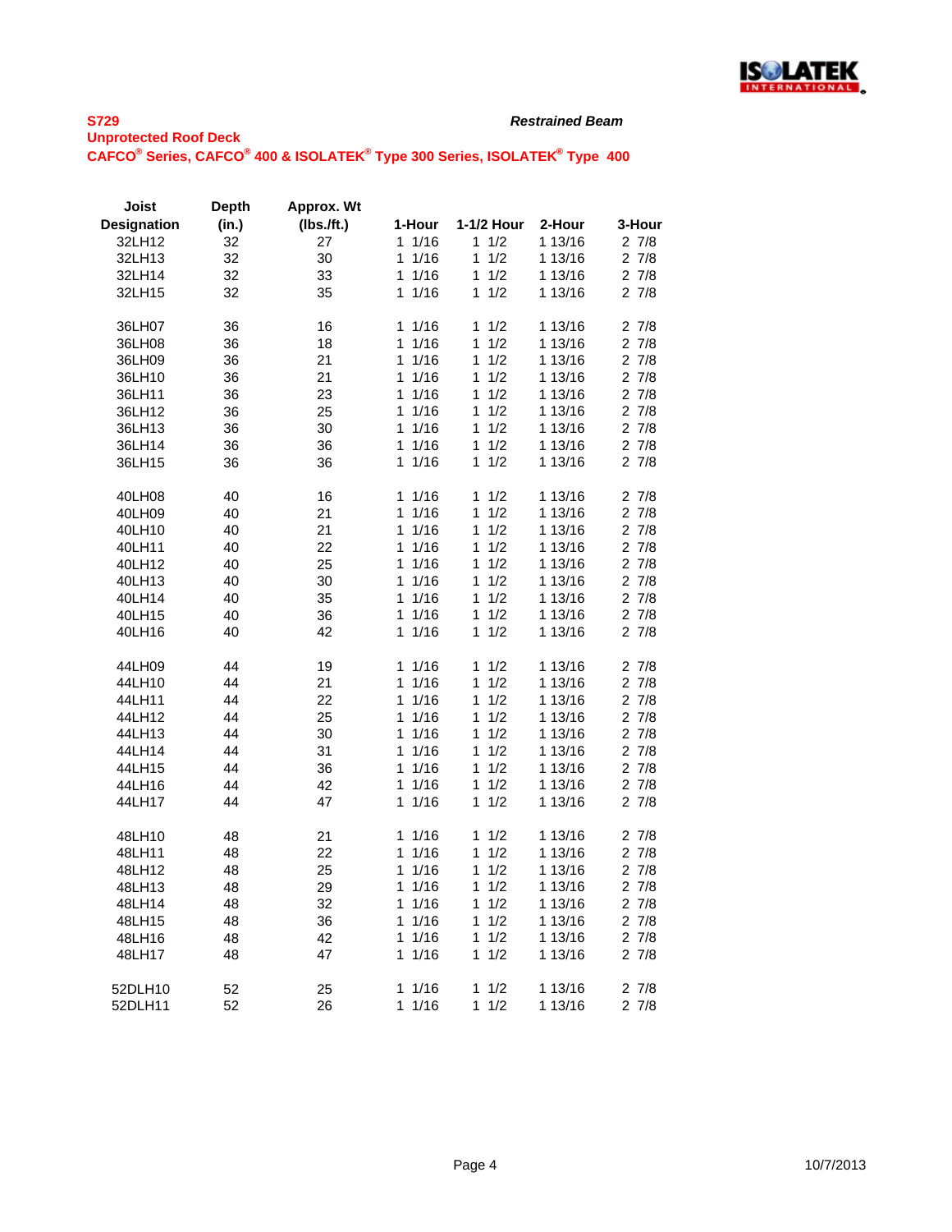**S729** *Restrained Beam*

**Unprotected Roof Deck**

**CAFCO® Series, CAFCO® 400 & ISOLATEK® Type 300 Series, ISOLATEK® Type 400**

| Joist Designation | Depth (in.) | Approx. Wt (lbs./ft.) | 1-Hour | 1-1/2 Hour | 2-Hour | 3-Hour |
|---|---|---|---|---|---|---|
| 32LH12 | 32 | 27 | 1 1/16 | 1 1/2 | 1 13/16 | 2 7/8 |
| 32LH13 | 32 | 30 | 1 1/16 | 1 1/2 | 1 13/16 | 2 7/8 |
| 32LH14 | 32 | 33 | 1 1/16 | 1 1/2 | 1 13/16 | 2 7/8 |
| 32LH15 | 32 | 35 | 1 1/16 | 1 1/2 | 1 13/16 | 2 7/8 |
| | | | | | | |
| 36LH07 | 36 | 16 | 1 1/16 | 1 1/2 | 1 13/16 | 2 7/8 |
| 36LH08 | 36 | 18 | 1 1/16 | 1 1/2 | 1 13/16 | 2 7/8 |
| 36LH09 | 36 | 21 | 1 1/16 | 1 1/2 | 1 13/16 | 2 7/8 |
| 36LH10 | 36 | 21 | 1 1/16 | 1 1/2 | 1 13/16 | 2 7/8 |
| 36LH11 | 36 | 23 | 1 1/16 | 1 1/2 | 1 13/16 | 2 7/8 |
| 36LH12 | 36 | 25 | 1 1/16 | 1 1/2 | 1 13/16 | 2 7/8 |
| 36LH13 | 36 | 30 | 1 1/16 | 1 1/2 | 1 13/16 | 2 7/8 |
| 36LH14 | 36 | 36 | 1 1/16 | 1 1/2 | 1 13/16 | 2 7/8 |
| 36LH15 | 36 | 36 | 1 1/16 | 1 1/2 | 1 13/16 | 2 7/8 |
| | | | | | | |
| 40LH08 | 40 | 16 | 1 1/16 | 1 1/2 | 1 13/16 | 2 7/8 |
| 40LH09 | 40 | 21 | 1 1/16 | 1 1/2 | 1 13/16 | 2 7/8 |
| 40LH10 | 40 | 21 | 1 1/16 | 1 1/2 | 1 13/16 | 2 7/8 |
| 40LH11 | 40 | 22 | 1 1/16 | 1 1/2 | 1 13/16 | 2 7/8 |
| 40LH12 | 40 | 25 | 1 1/16 | 1 1/2 | 1 13/16 | 2 7/8 |
| 40LH13 | 40 | 30 | 1 1/16 | 1 1/2 | 1 13/16 | 2 7/8 |
| 40LH14 | 40 | 35 | 1 1/16 | 1 1/2 | 1 13/16 | 2 7/8 |
| 40LH15 | 40 | 36 | 1 1/16 | 1 1/2 | 1 13/16 | 2 7/8 |
| 40LH16 | 40 | 42 | 1 1/16 | 1 1/2 | 1 13/16 | 2 7/8 |
| | | | | | | |
| 44LH09 | 44 | 19 | 1 1/16 | 1 1/2 | 1 13/16 | 2 7/8 |
| 44LH10 | 44 | 21 | 1 1/16 | 1 1/2 | 1 13/16 | 2 7/8 |
| 44LH11 | 44 | 22 | 1 1/16 | 1 1/2 | 1 13/16 | 2 7/8 |
| 44LH12 | 44 | 25 | 1 1/16 | 1 1/2 | 1 13/16 | 2 7/8 |
| 44LH13 | 44 | 30 | 1 1/16 | 1 1/2 | 1 13/16 | 2 7/8 |
| 44LH14 | 44 | 31 | 1 1/16 | 1 1/2 | 1 13/16 | 2 7/8 |
| 44LH15 | 44 | 36 | 1 1/16 | 1 1/2 | 1 13/16 | 2 7/8 |
| 44LH16 | 44 | 42 | 1 1/16 | 1 1/2 | 1 13/16 | 2 7/8 |
| 44LH17 | 44 | 47 | 1 1/16 | 1 1/2 | 1 13/16 | 2 7/8 |
| | | | | | | |
| 48LH10 | 48 | 21 | 1 1/16 | 1 1/2 | 1 13/16 | 2 7/8 |
| 48LH11 | 48 | 22 | 1 1/16 | 1 1/2 | 1 13/16 | 2 7/8 |
| 48LH12 | 48 | 25 | 1 1/16 | 1 1/2 | 1 13/16 | 2 7/8 |
| 48LH13 | 48 | 29 | 1 1/16 | 1 1/2 | 1 13/16 | 2 7/8 |
| 48LH14 | 48 | 32 | 1 1/16 | 1 1/2 | 1 13/16 | 2 7/8 |
| 48LH15 | 48 | 36 | 1 1/16 | 1 1/2 | 1 13/16 | 2 7/8 |
| 48LH16 | 48 | 42 | 1 1/16 | 1 1/2 | 1 13/16 | 2 7/8 |
| 48LH17 | 48 | 47 | 1 1/16 | 1 1/2 | 1 13/16 | 2 7/8 |
| | | | | | | |
| 52DLH10 | 52 | 25 | 1 1/16 | 1 1/2 | 1 13/16 | 2 7/8 |
| 52DLH11 | 52 | 26 | 1 1/16 | 1 1/2 | 1 13/16 | 2 7/8 |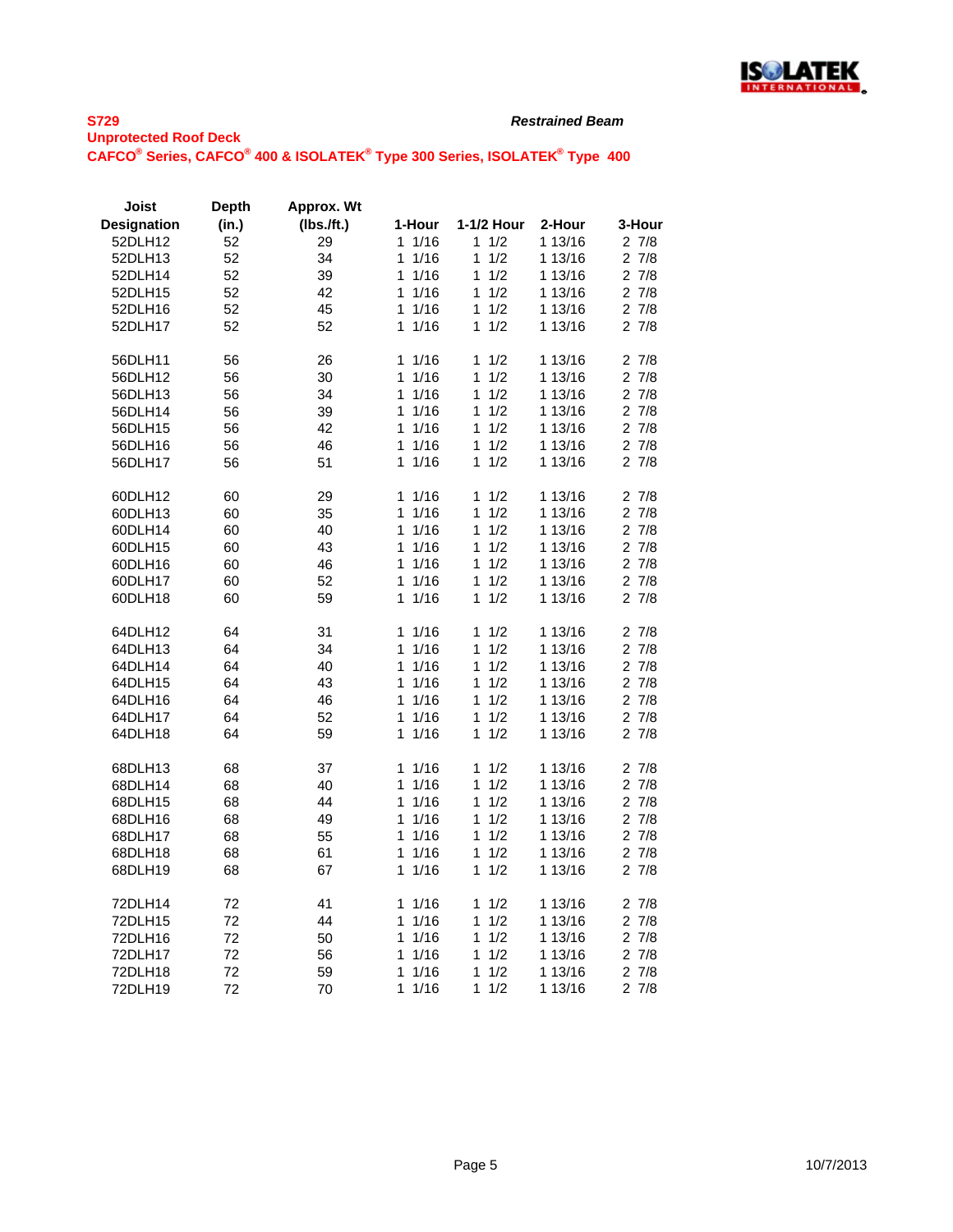**S729**

***Restrained Beam***

**Unprotected Roof Deck**

**CAFCO® Series, CAFCO® 400 & ISOLATEK® Type 300 Series, ISOLATEK® Type 400**

| Joist Designation | Depth (in.) | Approx. Wt (lbs./ft.) | 1-Hour | 1-1/2 Hour | 2-Hour | 3-Hour |
|---|---|---|---|---|---|---|
| 52DLH12 | 52 | 29 | 1 1/16 | 1 1/2 | 1 13/16 | 2 7/8 |
| 52DLH13 | 52 | 34 | 1 1/16 | 1 1/2 | 1 13/16 | 2 7/8 |
| 52DLH14 | 52 | 39 | 1 1/16 | 1 1/2 | 1 13/16 | 2 7/8 |
| 52DLH15 | 52 | 42 | 1 1/16 | 1 1/2 | 1 13/16 | 2 7/8 |
| 52DLH16 | 52 | 45 | 1 1/16 | 1 1/2 | 1 13/16 | 2 7/8 |
| 52DLH17 | 52 | 52 | 1 1/16 | 1 1/2 | 1 13/16 | 2 7/8 |
| 56DLH11 | 56 | 26 | 1 1/16 | 1 1/2 | 1 13/16 | 2 7/8 |
| 56DLH12 | 56 | 30 | 1 1/16 | 1 1/2 | 1 13/16 | 2 7/8 |
| 56DLH13 | 56 | 34 | 1 1/16 | 1 1/2 | 1 13/16 | 2 7/8 |
| 56DLH14 | 56 | 39 | 1 1/16 | 1 1/2 | 1 13/16 | 2 7/8 |
| 56DLH15 | 56 | 42 | 1 1/16 | 1 1/2 | 1 13/16 | 2 7/8 |
| 56DLH16 | 56 | 46 | 1 1/16 | 1 1/2 | 1 13/16 | 2 7/8 |
| 56DLH17 | 56 | 51 | 1 1/16 | 1 1/2 | 1 13/16 | 2 7/8 |
| 60DLH12 | 60 | 29 | 1 1/16 | 1 1/2 | 1 13/16 | 2 7/8 |
| 60DLH13 | 60 | 35 | 1 1/16 | 1 1/2 | 1 13/16 | 2 7/8 |
| 60DLH14 | 60 | 40 | 1 1/16 | 1 1/2 | 1 13/16 | 2 7/8 |
| 60DLH15 | 60 | 43 | 1 1/16 | 1 1/2 | 1 13/16 | 2 7/8 |
| 60DLH16 | 60 | 46 | 1 1/16 | 1 1/2 | 1 13/16 | 2 7/8 |
| 60DLH17 | 60 | 52 | 1 1/16 | 1 1/2 | 1 13/16 | 2 7/8 |
| 60DLH18 | 60 | 59 | 1 1/16 | 1 1/2 | 1 13/16 | 2 7/8 |
| 64DLH12 | 64 | 31 | 1 1/16 | 1 1/2 | 1 13/16 | 2 7/8 |
| 64DLH13 | 64 | 34 | 1 1/16 | 1 1/2 | 1 13/16 | 2 7/8 |
| 64DLH14 | 64 | 40 | 1 1/16 | 1 1/2 | 1 13/16 | 2 7/8 |
| 64DLH15 | 64 | 43 | 1 1/16 | 1 1/2 | 1 13/16 | 2 7/8 |
| 64DLH16 | 64 | 46 | 1 1/16 | 1 1/2 | 1 13/16 | 2 7/8 |
| 64DLH17 | 64 | 52 | 1 1/16 | 1 1/2 | 1 13/16 | 2 7/8 |
| 64DLH18 | 64 | 59 | 1 1/16 | 1 1/2 | 1 13/16 | 2 7/8 |
| 68DLH13 | 68 | 37 | 1 1/16 | 1 1/2 | 1 13/16 | 2 7/8 |
| 68DLH14 | 68 | 40 | 1 1/16 | 1 1/2 | 1 13/16 | 2 7/8 |
| 68DLH15 | 68 | 44 | 1 1/16 | 1 1/2 | 1 13/16 | 2 7/8 |
| 68DLH16 | 68 | 49 | 1 1/16 | 1 1/2 | 1 13/16 | 2 7/8 |
| 68DLH17 | 68 | 55 | 1 1/16 | 1 1/2 | 1 13/16 | 2 7/8 |
| 68DLH18 | 68 | 61 | 1 1/16 | 1 1/2 | 1 13/16 | 2 7/8 |
| 68DLH19 | 68 | 67 | 1 1/16 | 1 1/2 | 1 13/16 | 2 7/8 |
| 72DLH14 | 72 | 41 | 1 1/16 | 1 1/2 | 1 13/16 | 2 7/8 |
| 72DLH15 | 72 | 44 | 1 1/16 | 1 1/2 | 1 13/16 | 2 7/8 |
| 72DLH16 | 72 | 50 | 1 1/16 | 1 1/2 | 1 13/16 | 2 7/8 |
| 72DLH17 | 72 | 56 | 1 1/16 | 1 1/2 | 1 13/16 | 2 7/8 |
| 72DLH18 | 72 | 59 | 1 1/16 | 1 1/2 | 1 13/16 | 2 7/8 |
| 72DLH19 | 72 | 70 | 1 1/16 | 1 1/2 | 1 13/16 | 2 7/8 |

10/7/2013